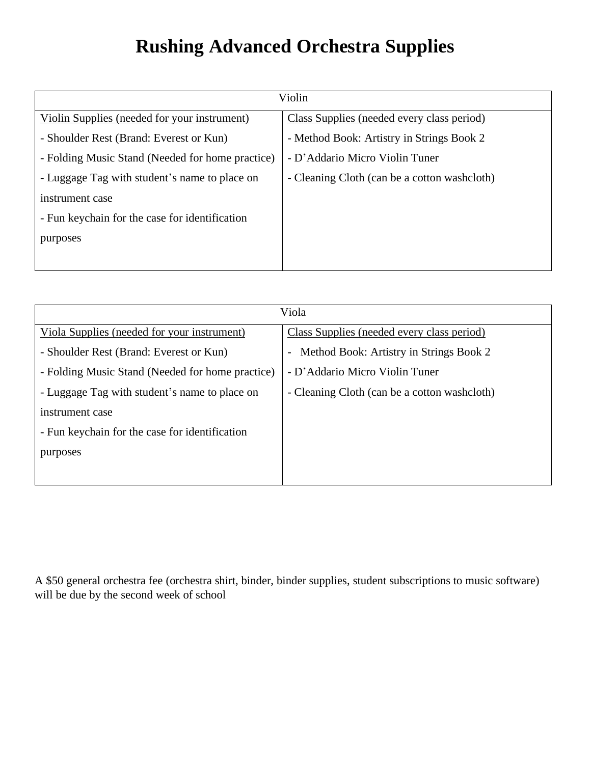# Rushing Advanced Orchestra Supplies

| Violin | |
|---|---|
| <u>Violin Supplies (needed for your instrument)</u> | <u>Class Supplies (needed every class period)</u> |
| - Shoulder Rest (Brand: Everest or Kun) | - Method Book: Artistry in Strings Book 2 |
| - Folding Music Stand (Needed for home practice) | - D’Addario Micro Violin Tuner |
| - Luggage Tag with student’s name to place on instrument case | - Cleaning Cloth (can be a cotton washcloth) |
| - Fun keychain for the case for identification purposes | |

| Viola | |
|---|---|
| <u>Viola Supplies (needed for your instrument)</u> | <u>Class Supplies (needed every class period)</u> |
| - Shoulder Rest (Brand: Everest or Kun) | - Method Book: Artistry in Strings Book 2 |
| - Folding Music Stand (Needed for home practice) | - D’Addario Micro Violin Tuner |
| - Luggage Tag with student’s name to place on instrument case | - Cleaning Cloth (can be a cotton washcloth) |
| - Fun keychain for the case for identification purposes | |

A $50 general orchestra fee (orchestra shirt, binder, binder supplies, student subscriptions to music software) will be due by the second week of school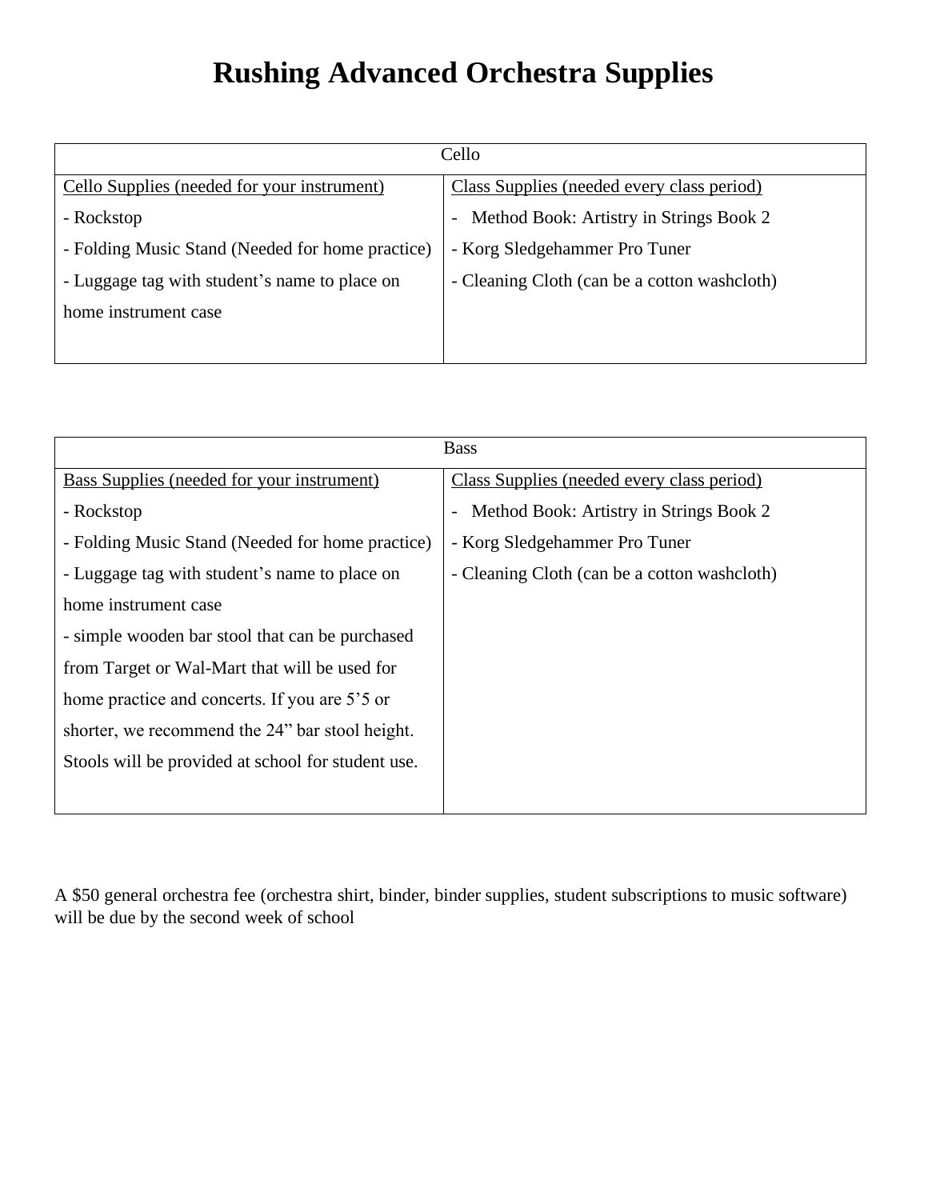# Rushing Advanced Orchestra Supplies

| Cello | |
|---|---|
| Cello Supplies (needed for your instrument) | Class Supplies (needed every class period) |
| - Rockstop<br>- Folding Music Stand (Needed for home practice)<br>- Luggage tag with student's name to place on home instrument case | - Method Book: Artistry in Strings Book 2<br>- Korg Sledgehammer Pro Tuner<br>- Cleaning Cloth (can be a cotton washcloth) |

| Bass | |
|---|---|
| Bass Supplies (needed for your instrument) | Class Supplies (needed every class period) |
| - Rockstop<br>- Folding Music Stand (Needed for home practice)<br>- Luggage tag with student's name to place on home instrument case<br>- simple wooden bar stool that can be purchased from Target or Wal-Mart that will be used for home practice and concerts. If you are 5'5 or shorter, we recommend the 24" bar stool height. Stools will be provided at school for student use. | - Method Book: Artistry in Strings Book 2<br>- Korg Sledgehammer Pro Tuner<br>- Cleaning Cloth (can be a cotton washcloth) |

A $50 general orchestra fee (orchestra shirt, binder, binder supplies, student subscriptions to music software) will be due by the second week of school